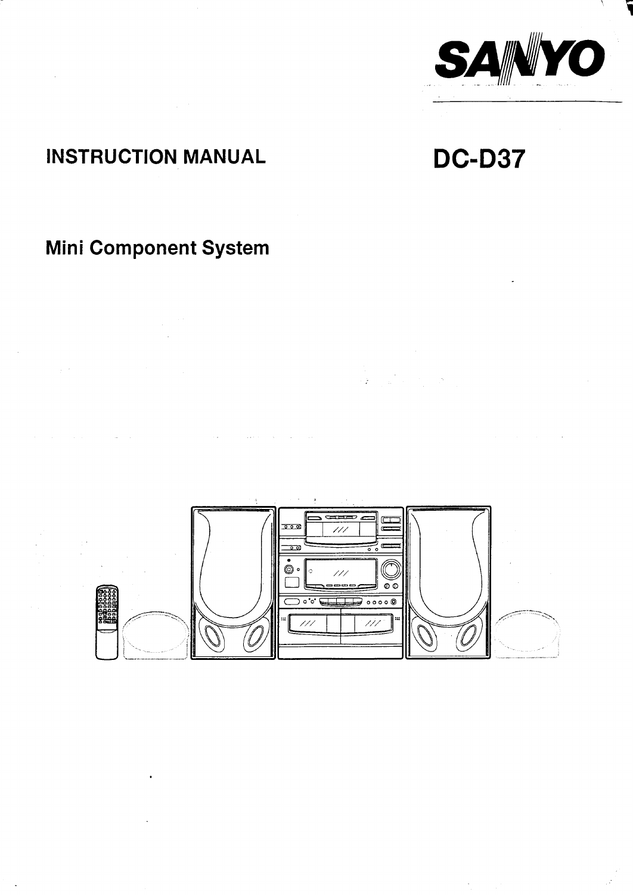SANYO

# INSTRUCTION MANUAL

# DC-D37

## Mini Component System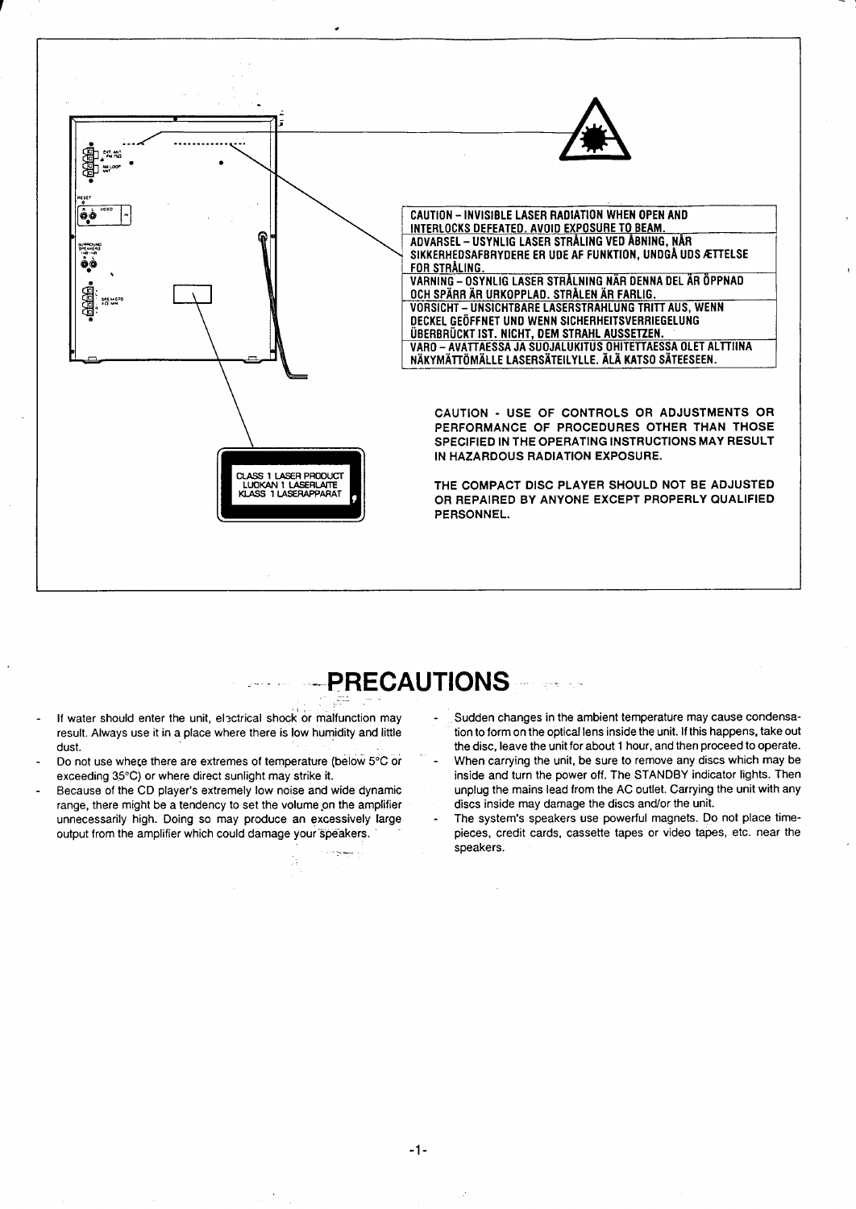CAUTION – INVISIBLE LASER RADIATION WHEN OPEN AND INTERLOCKS DEFEATED. AVOID EXPOSURE TO BEAM.

ADVARSEL – USYNLIG LASER STRÅLING VED ÅBNING, NÅR SIKKERHEDSAFBRYDERE ER UDE AF FUNKTION, UNDGÅ UDS ÆTTELSE FOR STRÅLING.

VARNING – OSYNLIG LASER STRÅLNING NÄR DENNA DEL ÄR ÖPPNAD OCH SPÄRR ÄR URKOPPLAD. STRÅLEN ÄR FARLIG.

VORSICHT – UNSICHTBARE LASERSTRAHLUNG TRITT AUS, WENN DECKEL GEÖFFNET UND WENN SICHERHEITSVERRIEGELUNG ÜBERBRÜCKT IST. NICHT, DEM STRAHL AUSSETZEN.

VARO – AVATTAESSA JA SUOJALUKITUS OHITETTAESSA OLET ALTTIINA NÄKYMÄTTÖMÄLLE LASERSÄTEILYLLE. ÄLÄ KATSO SÄTEESEEN.

CLASS 1 LASER PRODUCT
LUOKAN 1 LASERLAITE
KLASS 1 LASERAPPARAT

**CAUTION - USE OF CONTROLS OR ADJUSTMENTS OR PERFORMANCE OF PROCEDURES OTHER THAN THOSE SPECIFIED IN THE OPERATING INSTRUCTIONS MAY RESULT IN HAZARDOUS RADIATION EXPOSURE.**

**THE COMPACT DISC PLAYER SHOULD NOT BE ADJUSTED OR REPAIRED BY ANYONE EXCEPT PROPERLY QUALIFIED PERSONNEL.**

# PRECAUTIONS

- If water should enter the unit, electrical shock or malfunction may result. Always use it in a place where there is low humidity and little dust.
- Do not use where there are extremes of temperature (below 5°C or exceeding 35°C) or where direct sunlight may strike it.
- Because of the CD player's extremely low noise and wide dynamic range, there might be a tendency to set the volume on the amplifier unnecessarily high. Doing so may produce an excessively large output from the amplifier which could damage your speakers.
- Sudden changes in the ambient temperature may cause condensation to form on the optical lens inside the unit. If this happens, take out the disc, leave the unit for about 1 hour, and then proceed to operate.
- When carrying the unit, be sure to remove any discs which may be inside and turn the power off. The STANDBY indicator lights. Then unplug the mains lead from the AC outlet. Carrying the unit with any discs inside may damage the discs and/or the unit.
- The system's speakers use powerful magnets. Do not place timepieces, credit cards, cassette tapes or video tapes, etc. near the speakers.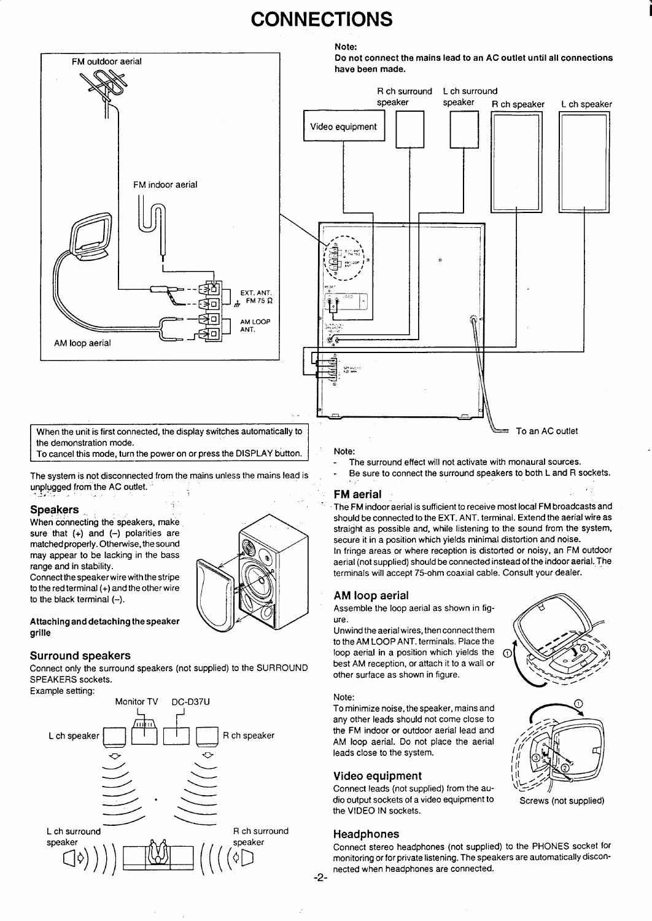# CONNECTIONS

**Note:**
**Do not connect the mains lead to an AC outlet until all connections have been made.**

FM outdoor aerial

FM indoor aerial

AM loop aerial

EXT. ANT. FM 75 Ω

AM LOOP ANT.

R ch surround speaker

L ch surround speaker

R ch speaker

L ch speaker

Video equipment

To an AC outlet

When the unit is first connected, the display switches automatically to the demonstration mode.
To cancel this mode, turn the power on or press the DISPLAY button.

The system is not disconnected from the mains unless the mains lead is unplugged from the AC outlet.

## Speakers

When connecting the speakers, make sure that (+) and (–) polarities are matched properly. Otherwise, the sound may appear to be lacking in the bass range and in stability.
Connect the speaker wire with the stripe to the red terminal (+) and the other wire to the black terminal (–).

**Attaching and detaching the speaker grille**

## Surround speakers

Connect only the surround speakers (not supplied) to the SURROUND SPEAKERS sockets.
Example setting:

Monitor TV DC-D37U

L ch speaker R ch speaker

L ch surround speaker

R ch surround speaker

Note:
- The surround effect will not activate with monaural sources.
- Be sure to connect the surround speakers to both L and R sockets.

## FM aerial

The FM indoor aerial is sufficient to receive most local FM broadcasts and should be connected to the EXT. ANT. terminal. Extend the aerial wire as straight as possible and, while listening to the sound from the system, secure it in a position which yields minimal distortion and noise.
In fringe areas or where reception is distorted or noisy, an FM outdoor aerial (not supplied) should be connected instead of the indoor aerial. The terminals will accept 75-ohm coaxial cable. Consult your dealer.

## AM loop aerial

Assemble the loop aerial as shown in figure.
Unwind the aerial wires, then connect them to the AM LOOP ANT. terminals. Place the loop aerial in a position which yields the best AM reception, or attach it to a wall or other surface as shown in figure.

Note:
To minimize noise, the speaker, mains and any other leads should not come close to the FM indoor or outdoor aerial lead and AM loop aerial. Do not place the aerial leads close to the system.

Screws (not supplied)

## Video equipment

Connect leads (not supplied) from the audio output sockets of a video equipment to the VIDEO IN sockets.

## Headphones

Connect stereo headphones (not supplied) to the PHONES socket for monitoring or for private listening. The speakers are automatically disconnected when headphones are connected.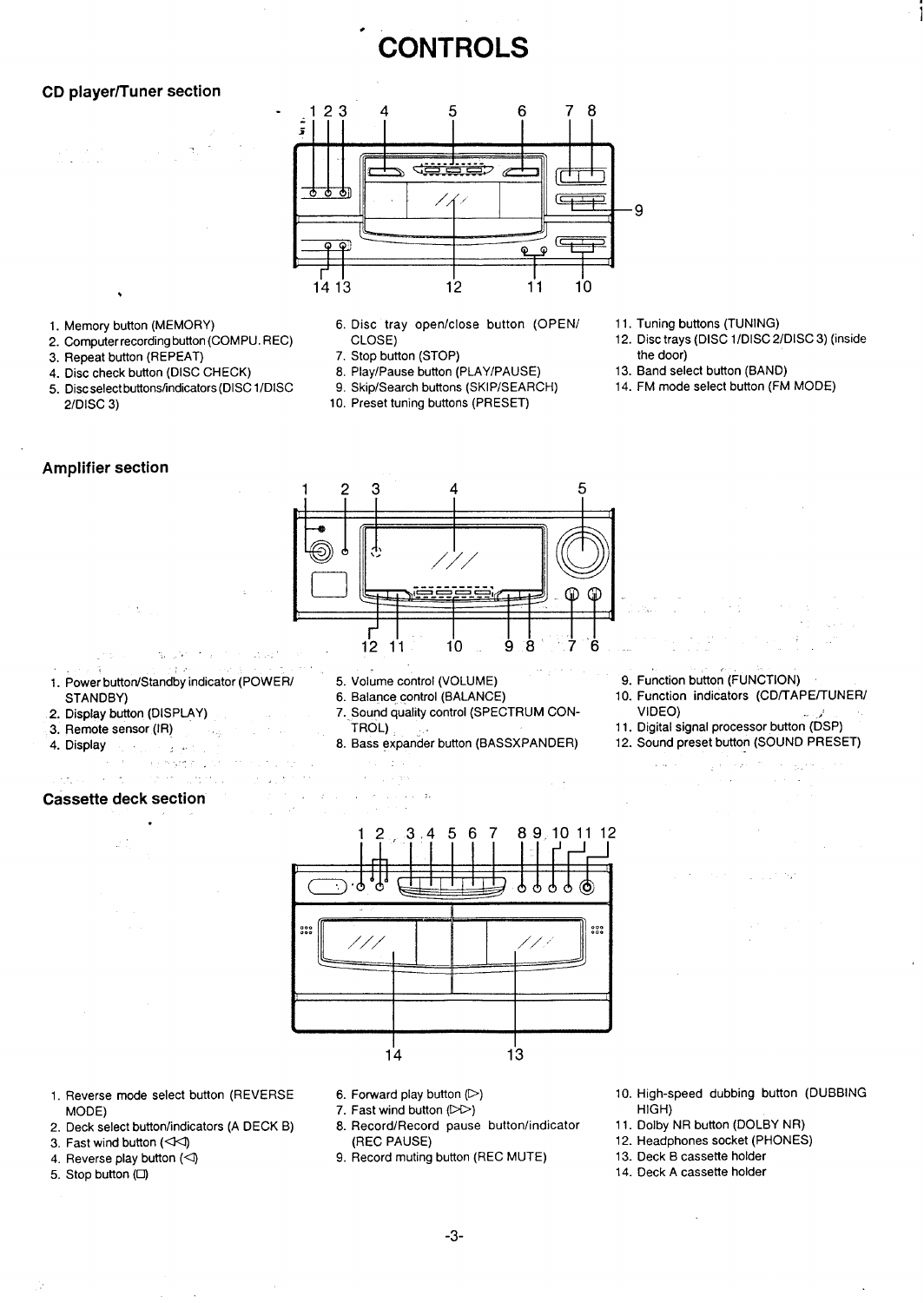# CONTROLS

## CD player/Tuner section

1. Memory button (MEMORY)
2. Computer recording button (COMPU. REC)
3. Repeat button (REPEAT)
4. Disc check button (DISC CHECK)
5. Disc select buttons/indicators (DISC 1/DISC 2/DISC 3)
6. Disc tray open/close button (OPEN/CLOSE)
7. Stop button (STOP)
8. Play/Pause button (PLAY/PAUSE)
9. Skip/Search buttons (SKIP/SEARCH)
10. Preset tuning buttons (PRESET)
11. Tuning buttons (TUNING)
12. Disc trays (DISC 1/DISC 2/DISC 3) (inside the door)
13. Band select button (BAND)
14. FM mode select button (FM MODE)

## Amplifier section

1. Power button/Standby indicator (POWER/STANDBY)
2. Display button (DISPLAY)
3. Remote sensor (IR)
4. Display
5. Volume control (VOLUME)
6. Balance control (BALANCE)
7. Sound quality control (SPECTRUM CONTROL)
8. Bass expander button (BASSXPANDER)
9. Function button (FUNCTION)
10. Function indicators (CD/TAPE/TUNER/VIDEO)
11. Digital signal processor button (DSP)
12. Sound preset button (SOUND PRESET)

## Cassette deck section

1. Reverse mode select button (REVERSE MODE)
2. Deck select button/indicators (A DECK B)
3. Fast wind button (◁◁)
4. Reverse play button (◁)
5. Stop button (□)
6. Forward play button (▷)
7. Fast wind button (▷▷)
8. Record/Record pause button/indicator (REC PAUSE)
9. Record muting button (REC MUTE)
10. High-speed dubbing button (DUBBING HIGH)
11. Dolby NR button (DOLBY NR)
12. Headphones socket (PHONES)
13. Deck B cassette holder
14. Deck A cassette holder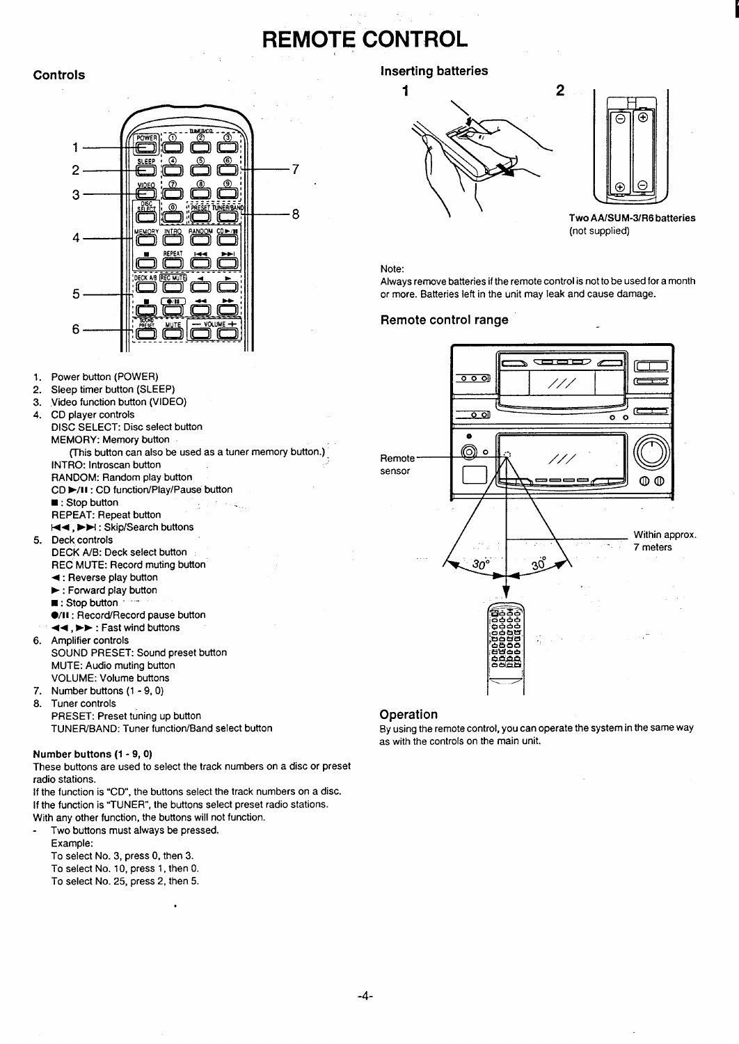# REMOTE CONTROL

## Controls

1. Power button (POWER)
2. Sleep timer button (SLEEP)
3. Video function button (VIDEO)
4. CD player controls
   DISC SELECT: Disc select button
   MEMORY: Memory button
   (This button can also be used as a tuner memory button.)
   INTRO: Introscan button
   RANDOM: Random play button
   CD ►/II : CD function/Play/Pause button
   ■ : Stop button
   REPEAT: Repeat button
   I◄◄ , ►►I : Skip/Search buttons
5. Deck controls
   DECK A/B: Deck select button
   REC MUTE: Record muting button
   ◄ : Reverse play button
   ► : Forward play button
   ■ : Stop button
   ●/II : Record/Record pause button
   ◄◄ , ►► : Fast wind buttons
6. Amplifier controls
   SOUND PRESET: Sound preset button
   MUTE: Audio muting button
   VOLUME: Volume buttons
7. Number buttons (1 - 9, 0)
8. Tuner controls
   PRESET: Preset tuning up button
   TUNER/BAND: Tuner function/Band select button

### Number buttons (1 - 9, 0)

These buttons are used to select the track numbers on a disc or preset radio stations.
If the function is "CD", the buttons select the track numbers on a disc.
If the function is "TUNER", the buttons select preset radio stations.
With any other function, the buttons will not function.

- Two buttons must always be pressed.
  Example:
  To select No. 3, press 0, then 3.
  To select No. 10, press 1, then 0.
  To select No. 25, press 2, then 5.

## Inserting batteries

**Two AA/SUM-3/R6 batteries**
(not supplied)

Note:
Always remove batteries if the remote control is not to be used for a month or more. Batteries left in the unit may leak and cause damage.

## Remote control range

Remote sensor

Within approx. 7 meters

30° 30°

## Operation

By using the remote control, you can operate the system in the same way as with the controls on the main unit.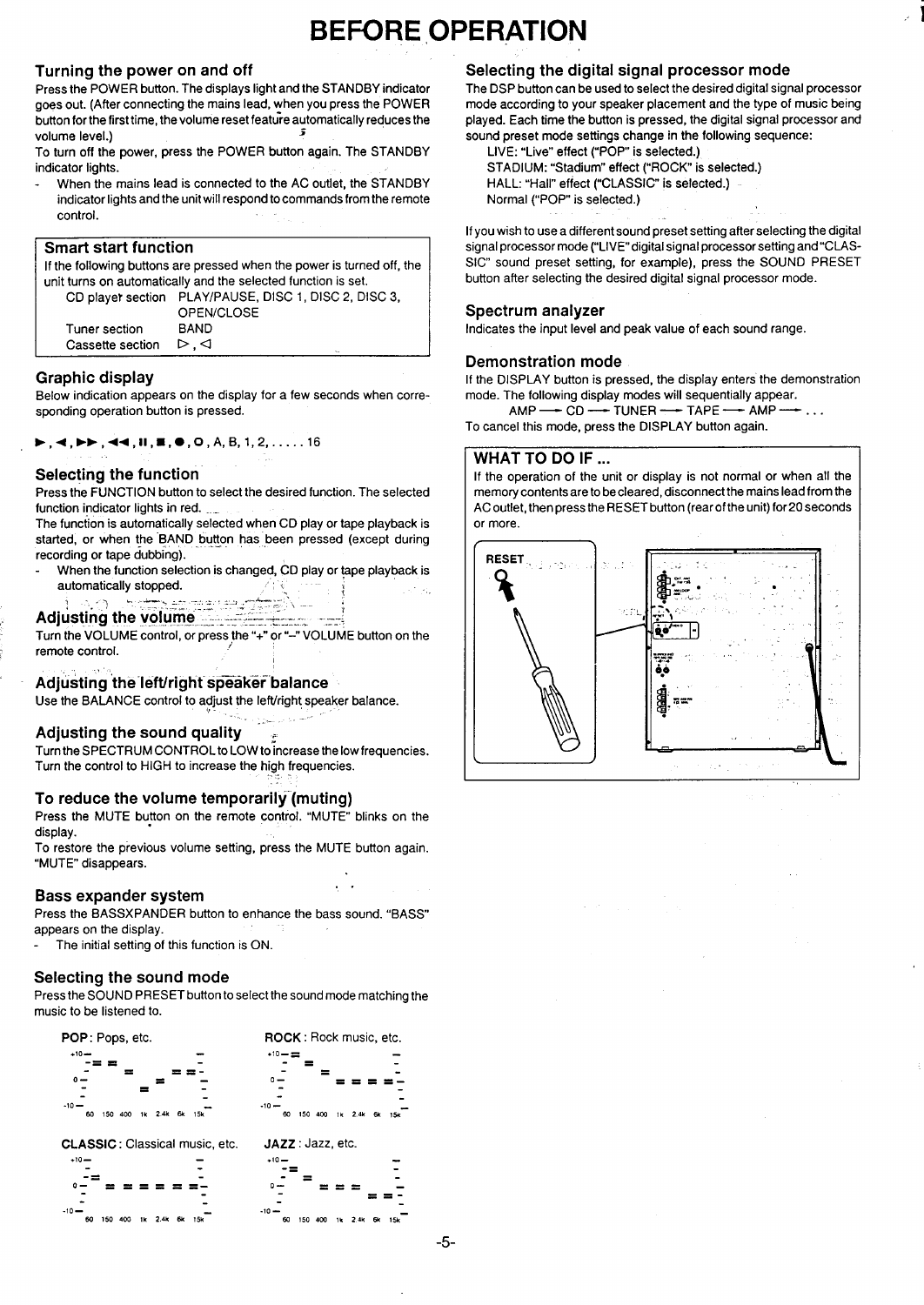# BEFORE OPERATION

## Turning the power on and off

Press the POWER button. The displays light and the STANDBY indicator goes out. (After connecting the mains lead, when you press the POWER button for the first time, the volume reset feature automatically reduces the volume level.)

To turn off the power, press the POWER button again. The STANDBY indicator lights.

- When the mains lead is connected to the AC outlet, the STANDBY indicator lights and the unit will respond to commands from the remote control.

## Smart start function

If the following buttons are pressed when the power is turned off, the unit turns on automatically and the selected function is set.

| | |
|---|---|
| CD player section | PLAY/PAUSE, DISC 1, DISC 2, DISC 3, OPEN/CLOSE |
| Tuner section | BAND |
| Cassette section | ▷, ◁ |

## Graphic display

Below indication appears on the display for a few seconds when corresponding operation button is pressed.

►, ◄, ►►, ◄◄, II, ■, ●, O, A, B, 1, 2, . . . . . 16

## Selecting the function

Press the FUNCTION button to select the desired function. The selected function indicator lights in red.

The function is automatically selected when CD play or tape playback is started, or when the BAND button has been pressed (except during recording or tape dubbing).

- When the function selection is changed, CD play or tape playback is automatically stopped.

## Adjusting the volume

Turn the VOLUME control, or press the "+" or "–" VOLUME button on the remote control.

## Adjusting the left/right speaker balance

Use the BALANCE control to adjust the left/right speaker balance.

## Adjusting the sound quality

Turn the SPECTRUM CONTROL to LOW to increase the low frequencies. Turn the control to HIGH to increase the high frequencies.

## To reduce the volume temporarily (muting)

Press the MUTE button on the remote control. "MUTE" blinks on the display.

To restore the previous volume setting, press the MUTE button again. "MUTE" disappears.

## Bass expander system

Press the BASSXPANDER button to enhance the bass sound. "BASS" appears on the display.

- The initial setting of this function is ON.

## Selecting the sound mode

Press the SOUND PRESET button to select the sound mode matching the music to be listened to.

**POP**: Pops, etc.

**ROCK**: Rock music, etc.

**CLASSIC**: Classical music, etc.

**JAZZ**: Jazz, etc.

+10 / 0 / -10 — 60 150 400 1k 2.4k 6k 15k

## Selecting the digital signal processor mode

The DSP button can be used to select the desired digital signal processor mode according to your speaker placement and the type of music being played. Each time the button is pressed, the digital signal processor and sound preset mode settings change in the following sequence:

LIVE: "Live" effect ("POP" is selected.)
STADIUM: "Stadium" effect ("ROCK" is selected.)
HALL: "Hall" effect ("CLASSIC" is selected.)
Normal ("POP" is selected.)

If you wish to use a different sound preset setting after selecting the digital signal processor mode ("LIVE" digital signal processor setting and "CLASSIC" sound preset setting, for example), press the SOUND PRESET button after selecting the desired digital signal processor mode.

## Spectrum analyzer

Indicates the input level and peak value of each sound range.

## Demonstration mode

If the DISPLAY button is pressed, the display enters the demonstration mode. The following display modes will sequentially appear.

AMP → CD → TUNER → TAPE → AMP → . . .

To cancel this mode, press the DISPLAY button again.

## WHAT TO DO IF ...

If the operation of the unit or display is not normal or when all the memory contents are to be cleared, disconnect the mains lead from the AC outlet, then press the RESET button (rear of the unit) for 20 seconds or more.

RESET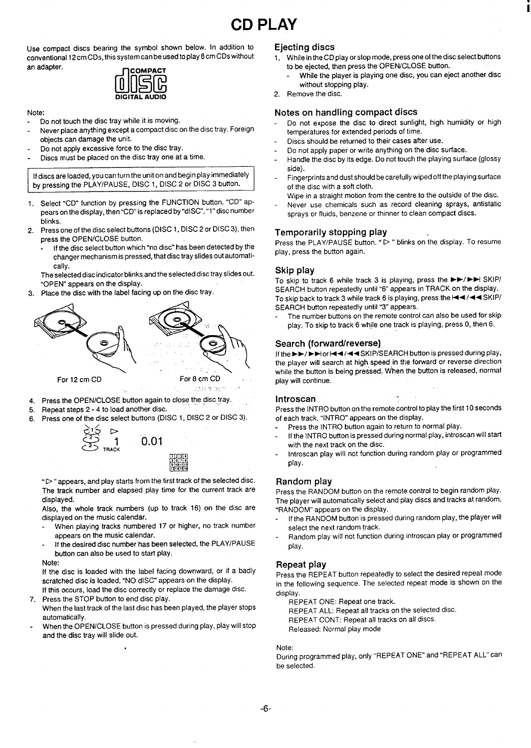# CD PLAY

Use compact discs bearing the symbol shown below. In addition to conventional 12 cm CDs, this system can be used to play 8 cm CDs without an adapter.

COMPACT
DIGITAL AUDIO

Note:

- Do not touch the disc tray while it is moving.
- Never place anything except a compact disc on the disc tray. Foreign objects can damage the unit.
- Do not apply excessive force to the disc tray.
- Discs must be placed on the disc tray one at a time.

> If discs are loaded, you can turn the unit on and begin play immediately by pressing the PLAY/PAUSE, DISC 1, DISC 2 or DISC 3 button.

1. Select "CD" function by pressing the FUNCTION button. "CD" appears on the display, then "CD" is replaced by "dISC". "1" disc number blinks.
2. Press one of the disc select buttons (DISC 1, DISC 2 or DISC 3), then press the OPEN/CLOSE button.
   - If the disc select button which "no disc" has been detected by the changer mechanism is pressed, that disc tray slides out automatically.

   The selected disc indicator blinks and the selected disc tray slides out. "OPEN" appears on the display.
3. Place the disc with the label facing up on the disc tray.

For 12 cm CD        For 8 cm CD

4. Press the OPEN/CLOSE button again to close the disc tray.
5. Repeat steps 2 - 4 to load another disc.
6. Press one of the disc select buttons (DISC 1, DISC 2 or DISC 3).

   1 TRACK 0.01

   " ▷ " appears, and play starts from the first track of the selected disc. The track number and elapsed play time for the current track are displayed.
   Also, the whole track numbers (up to track 16) on the disc are displayed on the music calendar.
   - When playing tracks numbered 17 or higher, no track number appears on the music calendar.
   - If the desired disc number has been selected, the PLAY/PAUSE button can also be used to start play.

   Note:
   If the disc is loaded with the label facing downward, or if a badly scratched disc is loaded, "NO dISC" appears on the display.
   If this occurs, load the disc correctly or replace the damage disc.
7. Press the STOP button to end disc play.
   When the last track of the last disc has been played, the player stops automatically.

- When the OPEN/CLOSE button is pressed during play, play will stop and the disc tray will slide out.

## Ejecting discs

1. While in the CD play or stop mode, press one of the disc select buttons to be ejected, then press the OPEN/CLOSE button.
   - While the player is playing one disc, you can eject another disc without stopping play.
2. Remove the disc.

## Notes on handling compact discs

- Do not expose the disc to direct sunlight, high humidity or high temperatures for extended periods of time.
- Discs should be returned to their cases after use.
- Do not apply paper or write anything on the disc surface.
- Handle the disc by its edge. Do not touch the playing surface (glossy side).
- Fingerprints and dust should be carefully wiped off the playing surface of the disc with a soft cloth.
  Wipe in a straight motion from the centre to the outside of the disc.
- Never use chemicals such as record cleaning sprays, antistatic sprays or fluids, benzene or thinner to clean compact discs.

## Temporarily stopping play

Press the PLAY/PAUSE button. " ▷ " blinks on the display. To resume play, press the button again.

## Skip play

To skip to track 6 while track 3 is playing, press the ►►/►►| SKIP/SEARCH button repeatedly until "6" appears in TRACK on the display.
To skip back to track 3 while track 6 is playing, press the |◄◄/◄◄ SKIP/SEARCH button repeatedly until "3" appears.

- The number buttons on the remote control can also be used for skip play. To skip to track 6 while one track is playing, press 0, then 6.

## Search (forward/reverse)

If the ►►/►►| or |◄◄/◄◄ SKIP/SEARCH button is pressed during play, the player will search at high speed in the forward or reverse direction while the button is being pressed. When the button is released, normal play will continue.

## Introscan

Press the INTRO button on the remote control to play the first 10 seconds of each track. "INTRO" appears on the display.

- Press the INTRO button again to return to normal play.
- If the INTRO button is pressed during normal play, introscan will start with the next track on the disc.
- Introscan play will not function during random play or programmed play.

## Random play

Press the RANDOM button on the remote control to begin random play. The player will automatically select and play discs and tracks at random. "RANDOM" appears on the display.

- If the RANDOM button is pressed during random play, the player will select the next random track.
- Random play will not function during introscan play or programmed play.

## Repeat play

Press the REPEAT button repeatedly to select the desired repeat mode in the following sequence. The selected repeat mode is shown on the display.

REPEAT ONE: Repeat one track.
REPEAT ALL: Repeat all tracks on the selected disc.
REPEAT CONT: Repeat all tracks on all discs.
Released: Normal play mode

Note:
During programmed play, only "REPEAT ONE" and "REPEAT ALL" can be selected.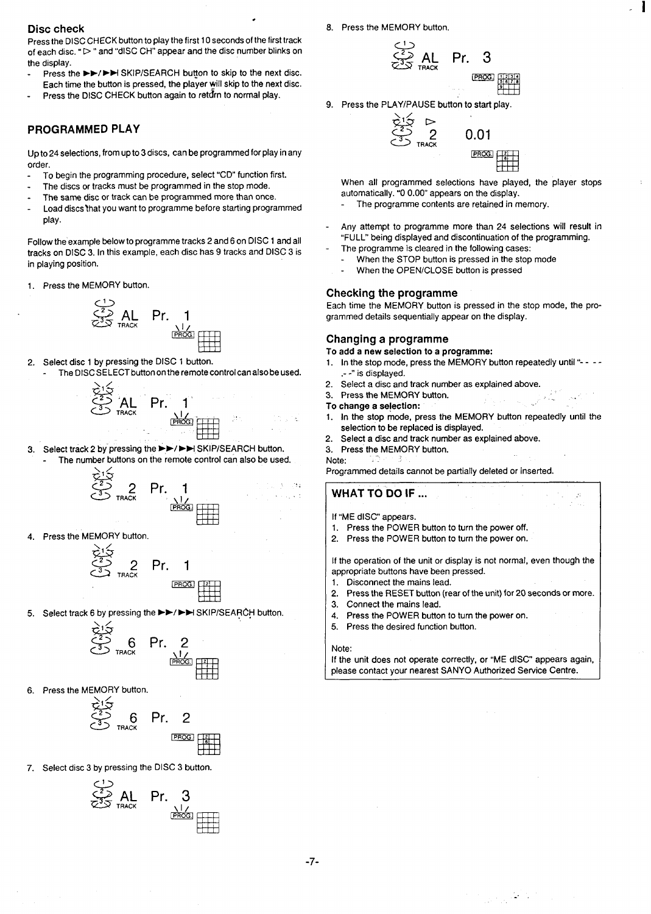### Disc check

Press the DISC CHECK button to play the first 10 seconds of the first track of each disc. " ▷ " and "dISC CH" appear and the disc number blinks on the display.

- Press the ►►/►►I SKIP/SEARCH button to skip to the next disc. Each time the button is pressed, the player will skip to the next disc.
- Press the DISC CHECK button again to return to normal play.

## PROGRAMMED PLAY

Up to 24 selections, from up to 3 discs, can be programmed for play in any order.

- To begin the programming procedure, select "CD" function first.
- The discs or tracks must be programmed in the stop mode.
- The same disc or track can be programmed more than once.
- Load discs that you want to programme before starting programmed play.

Follow the example below to programme tracks 2 and 6 on DISC 1 and all tracks on DISC 3. In this example, each disc has 9 tracks and DISC 3 is in playing position.

1. Press the MEMORY button.

   AL TRACK Pr. 1 PROG.

2. Select disc 1 by pressing the DISC 1 button.
   - The DISC SELECT button on the remote control can also be used.

   AL TRACK Pr. 1 PROG.

3. Select track 2 by pressing the ►►/►►I SKIP/SEARCH button.
   - The number buttons on the remote control can also be used.

   2 TRACK Pr. 1 PROG.

4. Press the MEMORY button.

   2 TRACK Pr. 1 PROG. 2

5. Select track 6 by pressing the ►►/►►I SKIP/SEARCH button.

   6 TRACK Pr. 2 PROG. 2

6. Press the MEMORY button.

   6 TRACK Pr. 2 PROG. 2 6

7. Select disc 3 by pressing the DISC 3 button.

   AL TRACK Pr. 3 PROG.

8. Press the MEMORY button.

   AL TRACK Pr. 3 PROG. 1 2 3 4 5 6 7 8 9

9. Press the PLAY/PAUSE button to start play.

   ▷ 2 TRACK 0.01 PROG. 2 6

When all programmed selections have played, the player stops automatically. "0 0.00" appears on the display.
- The programme contents are retained in memory.

- Any attempt to programme more than 24 selections will result in "FULL" being displayed and discontinuation of the programming.
- The programme is cleared in the following cases:
  - When the STOP button is pressed in the stop mode
  - When the OPEN/CLOSE button is pressed

### Checking the programme

Each time the MEMORY button is pressed in the stop mode, the programmed details sequentially appear on the display.

### Changing a programme

**To add a new selection to a programme:**

1. In the stop mode, press the MEMORY button repeatedly until "- - - .- -" is displayed.
2. Select a disc and track number as explained above.
3. Press the MEMORY button.

**To change a selection:**

1. In the stop mode, press the MEMORY button repeatedly until the selection to be replaced is displayed.
2. Select a disc and track number as explained above.
3. Press the MEMORY button.

Note:
Programmed details cannot be partially deleted or inserted.

## WHAT TO DO IF ...

If "ME dISC" appears.
1. Press the POWER button to turn the power off.
2. Press the POWER button to turn the power on.

If the operation of the unit or display is not normal, even though the appropriate buttons have been pressed.
1. Disconnect the mains lead.
2. Press the RESET button (rear of the unit) for 20 seconds or more.
3. Connect the mains lead.
4. Press the POWER button to turn the power on.
5. Press the desired function button.

Note:
If the unit does not operate correctly, or "ME dISC" appears again, please contact your nearest SANYO Authorized Service Centre.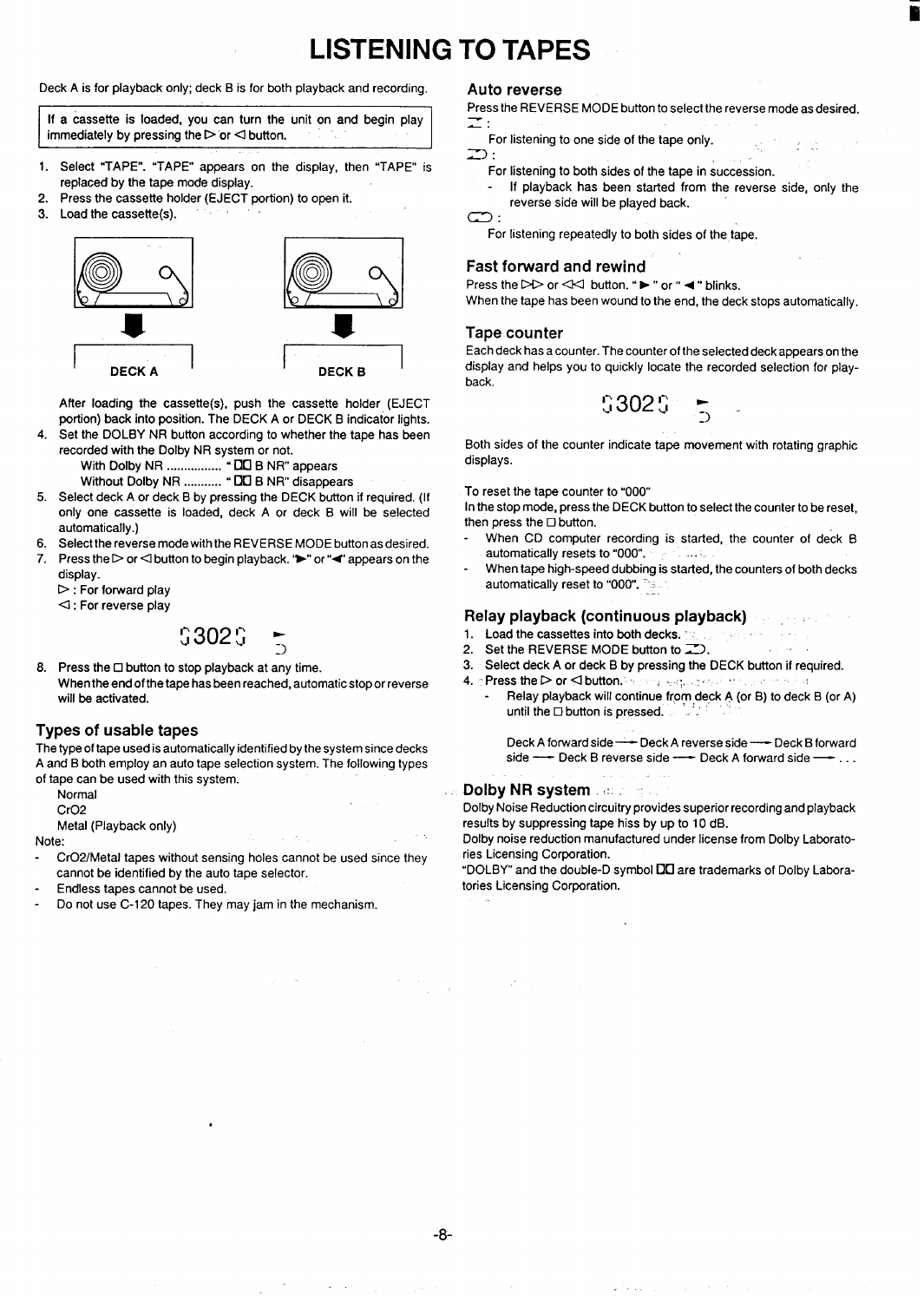# LISTENING TO TAPES

Deck A is for playback only; deck B is for both playback and recording.

> If a cassette is loaded, you can turn the unit on and begin play immediately by pressing the ▷ or ◁ button.

1. Select "TAPE". "TAPE" appears on the display, then "TAPE" is replaced by the tape mode display.
2. Press the cassette holder (EJECT portion) to open it.
3. Load the cassette(s).

DECK A　　　DECK B

After loading the cassette(s), push the cassette holder (EJECT portion) back into position. The DECK A or DECK B indicator lights.

4. Set the DOLBY NR button according to whether the tape has been recorded with the Dolby NR system or not.
   With Dolby NR ................ "DD B NR" appears
   Without Dolby NR .......... "DD B NR" disappears
5. Select deck A or deck B by pressing the DECK button if required. (If only one cassette is loaded, deck A or deck B will be selected automatically.)
6. Select the reverse mode with the REVERSE MODE button as desired.
7. Press the ▷ or ◁ button to begin playback. "►" or "◄" appears on the display.
   ▷ : For forward play
   ◁ : For reverse play

   0302

8. Press the □ button to stop playback at any time.
   When the end of the tape has been reached, automatic stop or reverse will be activated.

## Types of usable tapes

The type of tape used is automatically identified by the system since decks A and B both employ an auto tape selection system. The following types of tape can be used with this system.

Normal
CrO2
Metal (Playback only)

Note:

- CrO2/Metal tapes without sensing holes cannot be used since they cannot be identified by the auto tape selector.
- Endless tapes cannot be used.
- Do not use C-120 tapes. They may jam in the mechanism.

## Auto reverse

Press the REVERSE MODE button to select the reverse mode as desired.

⊐ :
For listening to one side of the tape only.

⊐⊃ :
For listening to both sides of the tape in succession.
- If playback has been started from the reverse side, only the reverse side will be played back.

⊂⊃ :
For listening repeatedly to both sides of the tape.

## Fast forward and rewind

Press the ▷▷ or ◁◁ button. "►" or "◄" blinks.
When the tape has been wound to the end, the deck stops automatically.

## Tape counter

Each deck has a counter. The counter of the selected deck appears on the display and helps you to quickly locate the recorded selection for playback.

0302

Both sides of the counter indicate tape movement with rotating graphic displays.

To reset the tape counter to "000"
In the stop mode, press the DECK button to select the counter to be reset, then press the □ button.

- When CD computer recording is started, the counter of deck B automatically resets to "000".
- When tape high-speed dubbing is started, the counters of both decks automatically reset to "000".

## Relay playback (continuous playback)

1. Load the cassettes into both decks.
2. Set the REVERSE MODE button to ⊐⊃.
3. Select deck A or deck B by pressing the DECK button if required.
4. Press the ▷ or ◁ button.
   - Relay playback will continue from deck A (or B) to deck B (or A) until the □ button is pressed.

Deck A forward side → Deck A reverse side → Deck B forward side → Deck B reverse side → Deck A forward side → . . .

## Dolby NR system

Dolby Noise Reduction circuitry provides superior recording and playback results by suppressing tape hiss by up to 10 dB.
Dolby noise reduction manufactured under license from Dolby Laboratories Licensing Corporation.
"DOLBY" and the double-D symbol DD are trademarks of Dolby Laboratories Licensing Corporation.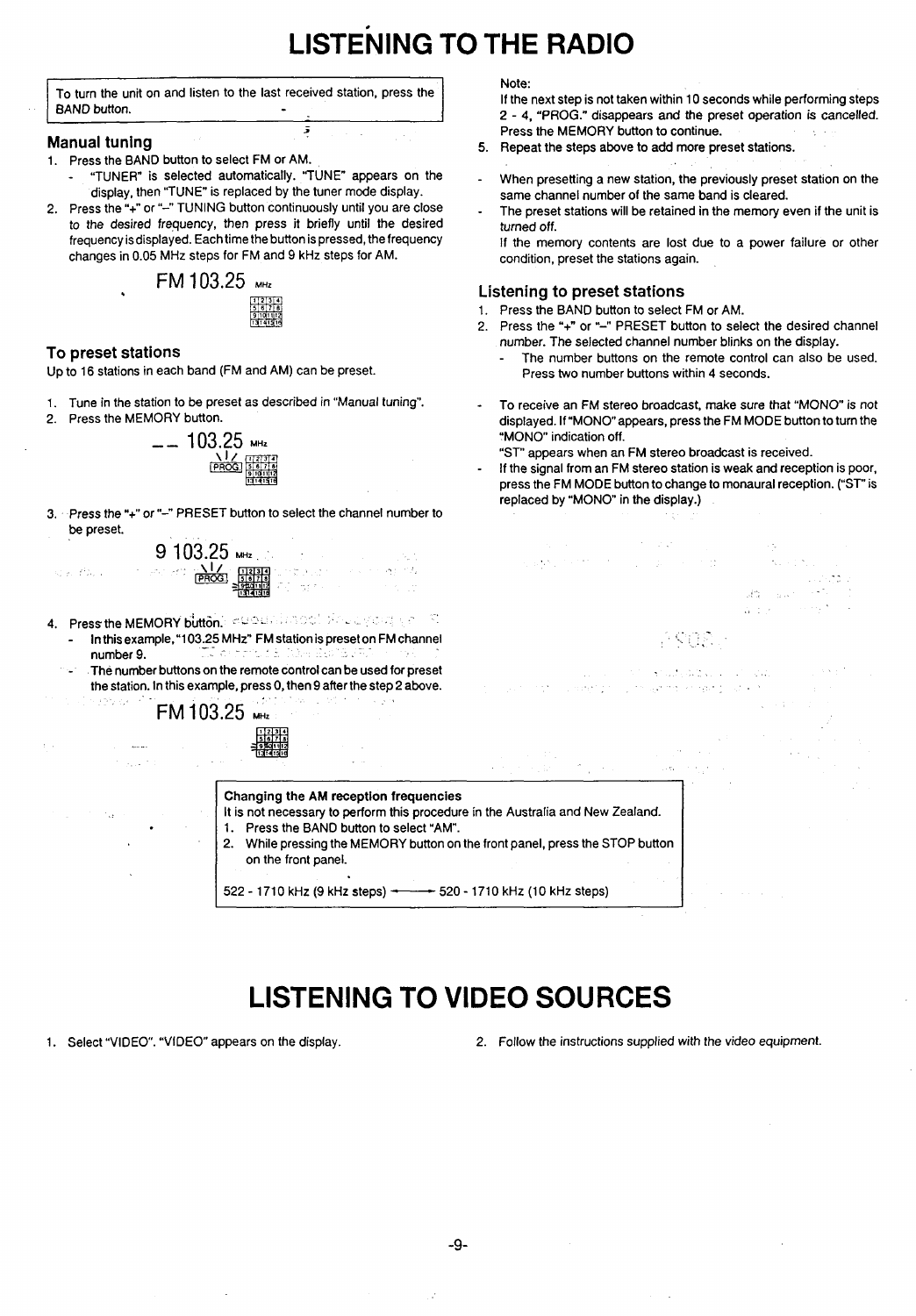# LISTENING TO THE RADIO

To turn the unit on and listen to the last received station, press the BAND button.

### Manual tuning

1. Press the BAND button to select FM or AM.
   - "TUNER" is selected automatically. "TUNE" appears on the display, then "TUNE" is replaced by the tuner mode display.
2. Press the "+" or "–" TUNING button continuously until you are close to the desired frequency, then press it briefly until the desired frequency is displayed. Each time the button is pressed, the frequency changes in 0.05 MHz steps for FM and 9 kHz steps for AM.

FM 103.25 MHz

### To preset stations

Up to 16 stations in each band (FM and AM) can be preset.

1. Tune in the station to be preset as described in "Manual tuning".
2. Press the MEMORY button.

-- 103.25 MHz PROG

3. Press the "+" or "–" PRESET button to select the channel number to be preset.

9 103.25 MHz PROG

4. Press the MEMORY button.
   - In this example, "103.25 MHz" FM station is preset on FM channel number 9.
   - The number buttons on the remote control can be used for preset the station. In this example, press 0, then 9 after the step 2 above.

FM 103.25 MHz

Note:
If the next step is not taken within 10 seconds while performing steps 2 - 4, "PROG." disappears and the preset operation is cancelled. Press the MEMORY button to continue.

5. Repeat the steps above to add more preset stations.

- When presetting a new station, the previously preset station on the same channel number of the same band is cleared.
- The preset stations will be retained in the memory even if the unit is turned off.
  If the memory contents are lost due to a power failure or other condition, preset the stations again.

### Listening to preset stations

1. Press the BAND button to select FM or AM.
2. Press the "+" or "–" PRESET button to select the desired channel number. The selected channel number blinks on the display.
   - The number buttons on the remote control can also be used. Press two number buttons within 4 seconds.

- To receive an FM stereo broadcast, make sure that "MONO" is not displayed. If "MONO" appears, press the FM MODE button to turn the "MONO" indication off.
  "ST" appears when an FM stereo broadcast is received.
- If the signal from an FM stereo station is weak and reception is poor, press the FM MODE button to change to monaural reception. ("ST" is replaced by "MONO" in the display.)

**Changing the AM reception frequencies**

It is not necessary to perform this procedure in the Australia and New Zealand.

1. Press the BAND button to select "AM".
2. While pressing the MEMORY button on the front panel, press the STOP button on the front panel.

522 - 1710 kHz (9 kHz steps) ⟷ 520 - 1710 kHz (10 kHz steps)

# LISTENING TO VIDEO SOURCES

1. Select "VIDEO". "VIDEO" appears on the display.
2. Follow the instructions supplied with the video equipment.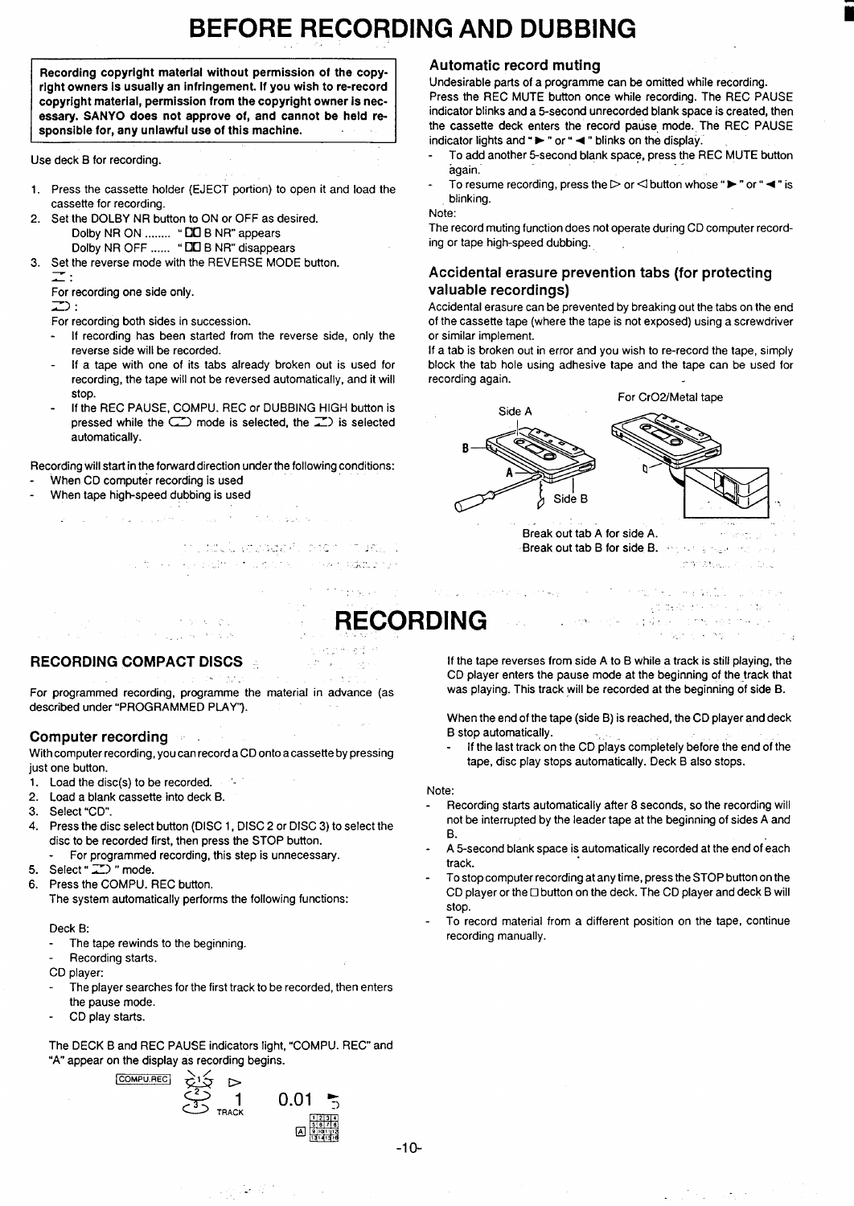# BEFORE RECORDING AND DUBBING

**Recording copyright material without permission of the copyright owners is usually an infringement. If you wish to re-record copyright material, permission from the copyright owner is necessary. SANYO does not approve of, and cannot be held responsible for, any unlawful use of this machine.**

Use deck B for recording.

1. Press the cassette holder (EJECT portion) to open it and load the cassette for recording.
2. Set the DOLBY NR button to ON or OFF as desired.
   Dolby NR ON ........ " DD B NR" appears
   Dolby NR OFF ...... " DD B NR" disappears
3. Set the reverse mode with the REVERSE MODE button.
   ⊐ :
   For recording one side only.
   ⊃ :
   For recording both sides in succession.
   - If recording has been started from the reverse side, only the reverse side will be recorded.
   - If a tape with one of its tabs already broken out is used for recording, the tape will not be reversed automatically, and it will stop.
   - If the REC PAUSE, COMPU. REC or DUBBING HIGH button is pressed while the ⊂⊃ mode is selected, the ⊃ is selected automatically.

Recording will start in the forward direction under the following conditions:
- When CD computer recording is used
- When tape high-speed dubbing is used

### Automatic record muting

Undesirable parts of a programme can be omitted while recording. Press the REC MUTE button once while recording. The REC PAUSE indicator blinks and a 5-second unrecorded blank space is created, then the cassette deck enters the record pause mode. The REC PAUSE indicator lights and " ► " or " ◄ " blinks on the display.

- To add another 5-second blank space, press the REC MUTE button again.
- To resume recording, press the ▷ or ◁ button whose " ► " or " ◄ " is blinking.

Note:
The record muting function does not operate during CD computer recording or tape high-speed dubbing.

### Accidental erasure prevention tabs (for protecting valuable recordings)

Accidental erasure can be prevented by breaking out the tabs on the end of the cassette tape (where the tape is not exposed) using a screwdriver or similar implement.
If a tab is broken out in error and you wish to re-record the tape, simply block the tab hole using adhesive tape and the tape can be used for recording again.

For CrO2/Metal tape

Side A
B
A
Side B

Break out tab A for side A.
Break out tab B for side B.

# RECORDING

## RECORDING COMPACT DISCS

For programmed recording, programme the material in advance (as described under "PROGRAMMED PLAY").

### Computer recording

With computer recording, you can record a CD onto a cassette by pressing just one button.

1. Load the disc(s) to be recorded.
2. Load a blank cassette into deck B.
3. Select "CD".
4. Press the disc select button (DISC 1, DISC 2 or DISC 3) to select the disc to be recorded first, then press the STOP button.
   - For programmed recording, this step is unnecessary.
5. Select " ⊃ " mode.
6. Press the COMPU. REC button.
   The system automatically performs the following functions:

   Deck B:
   - The tape rewinds to the beginning.
   - Recording starts.

   CD player:
   - The player searches for the first track to be recorded, then enters the pause mode.
   - CD play starts.

   The DECK B and REC PAUSE indicators light, "COMPU. REC" and "A" appear on the display as recording begins.

COMPU.REC 1 0.01 TRACK A

If the tape reverses from side A to B while a track is still playing, the CD player enters the pause mode at the beginning of the track that was playing. This track will be recorded at the beginning of side B.

When the end of the tape (side B) is reached, the CD player and deck B stop automatically.

- If the last track on the CD plays completely before the end of the tape, disc play stops automatically. Deck B also stops.

Note:
- Recording starts automatically after 8 seconds, so the recording will not be interrupted by the leader tape at the beginning of sides A and B.
- A 5-second blank space is automatically recorded at the end of each track.
- To stop computer recording at any time, press the STOP button on the CD player or the □ button on the deck. The CD player and deck B will stop.
- To record material from a different position on the tape, continue recording manually.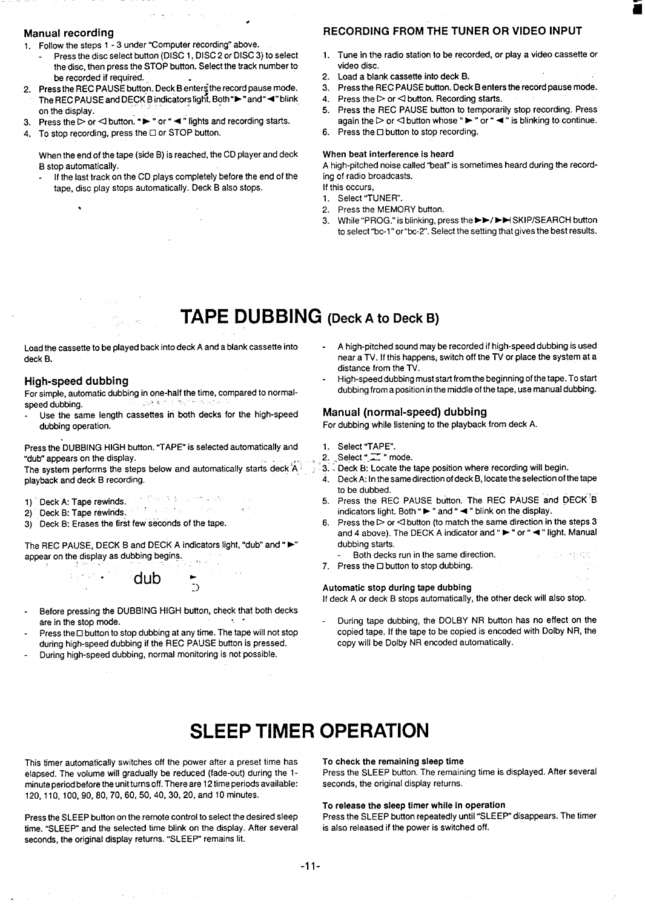### Manual recording

1. Follow the steps 1 - 3 under "Computer recording" above.
   - Press the disc select button (DISC 1, DISC 2 or DISC 3) to select the disc, then press the STOP button. Select the track number to be recorded if required.
2. Press the REC PAUSE button. Deck B enters the record pause mode. The REC PAUSE and DECK B indicators light. Both "►" and "◄" blink on the display.
3. Press the ▷ or ◁ button. "►" or "◄" lights and recording starts.
4. To stop recording, press the □ or STOP button.

When the end of the tape (side B) is reached, the CD player and deck B stop automatically.

- If the last track on the CD plays completely before the end of the tape, disc play stops automatically. Deck B also stops.

### RECORDING FROM THE TUNER OR VIDEO INPUT

1. Tune in the radio station to be recorded, or play a video cassette or video disc.
2. Load a blank cassette into deck B.
3. Press the REC PAUSE button. Deck B enters the record pause mode.
4. Press the ▷ or ◁ button. Recording starts.
5. Press the REC PAUSE button to temporarily stop recording. Press again the ▷ or ◁ button whose "►" or "◄" is blinking to continue.
6. Press the □ button to stop recording.

**When beat interference is heard**

A high-pitched noise called "beat" is sometimes heard during the recording of radio broadcasts.

If this occurs,

1. Select "TUNER".
2. Press the MEMORY button.
3. While "PROG." is blinking, press the ►►/►►I SKIP/SEARCH button to select "bc-1" or "bc-2". Select the setting that gives the best results.

# TAPE DUBBING (Deck A to Deck B)

Load the cassette to be played back into deck A and a blank cassette into deck B.

### High-speed dubbing

For simple, automatic dubbing in one-half the time, compared to normal-speed dubbing.

- Use the same length cassettes in both decks for the high-speed dubbing operation.

Press the DUBBING HIGH button. "TAPE" is selected automatically and "dub" appears on the display.

The system performs the steps below and automatically starts deck A playback and deck B recording.

1) Deck A: Tape rewinds.
2) Deck B: Tape rewinds.
3) Deck B: Erases the first few seconds of the tape.

The REC PAUSE, DECK B and DECK A indicators light, "dub" and "►" appear on the display as dubbing begins.

dub ►

- Before pressing the DUBBING HIGH button, check that both decks are in the stop mode.
- Press the □ button to stop dubbing at any time. The tape will not stop during high-speed dubbing if the REC PAUSE button is pressed.
- During high-speed dubbing, normal monitoring is not possible.
- A high-pitched sound may be recorded if high-speed dubbing is used near a TV. If this happens, switch off the TV or place the system at a distance from the TV.
- High-speed dubbing must start from the beginning of the tape. To start dubbing from a position in the middle of the tape, use manual dubbing.

### Manual (normal-speed) dubbing

For dubbing while listening to the playback from deck A.

1. Select "TAPE".
2. Select "⊐" mode.
3. Deck B: Locate the tape position where recording will begin.
4. Deck A: In the same direction of deck B, locate the selection of the tape to be dubbed.
5. Press the REC PAUSE button. The REC PAUSE and DECK B indicators light. Both "►" and "◄" blink on the display.
6. Press the ▷ or ◁ button (to match the same direction in the steps 3 and 4 above). The DECK A indicator and "►" or "◄" light. Manual dubbing starts.
   - Both decks run in the same direction.
7. Press the □ button to stop dubbing.

**Automatic stop during tape dubbing**

If deck A or deck B stops automatically, the other deck will also stop.

- During tape dubbing, the DOLBY NR button has no effect on the copied tape. If the tape to be copied is encoded with Dolby NR, the copy will be Dolby NR encoded automatically.

# SLEEP TIMER OPERATION

This timer automatically switches off the power after a preset time has elapsed. The volume will gradually be reduced (fade-out) during the 1-minute period before the unit turns off. There are 12 time periods available: 120, 110, 100, 90, 80, 70, 60, 50, 40, 30, 20, and 10 minutes.

Press the SLEEP button on the remote control to select the desired sleep time. "SLEEP" and the selected time blink on the display. After several seconds, the original display returns. "SLEEP" remains lit.

**To check the remaining sleep time**

Press the SLEEP button. The remaining time is displayed. After several seconds, the original display returns.

**To release the sleep timer while in operation**

Press the SLEEP button repeatedly until "SLEEP" disappears. The timer is also released if the power is switched off.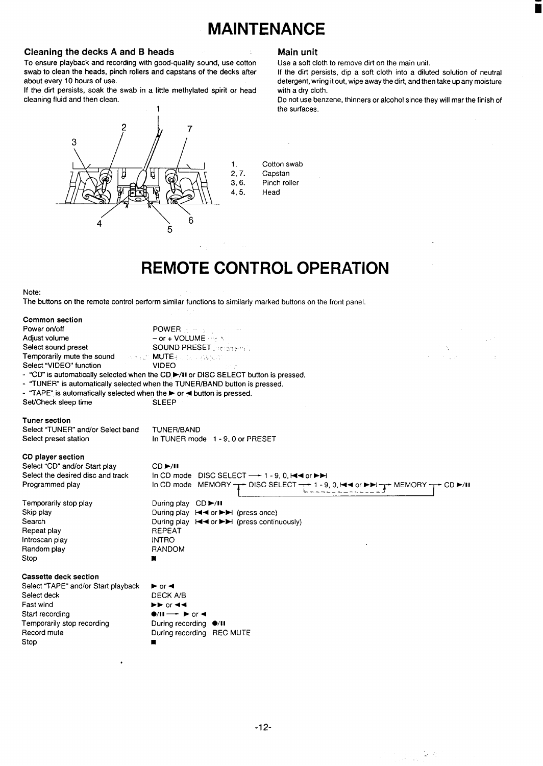# MAINTENANCE

### Cleaning the decks A and B heads

To ensure playback and recording with good-quality sound, use cotton swab to clean the heads, pinch rollers and capstans of the decks after about every 10 hours of use.

If the dirt persists, soak the swab in a little methylated spirit or head cleaning fluid and then clean.

1. Cotton swab
2, 7. Capstan
3, 6. Pinch roller
4, 5. Head

### Main unit

Use a soft cloth to remove dirt on the main unit.

If the dirt persists, dip a soft cloth into a diluted solution of neutral detergent, wring it out, wipe away the dirt, and then take up any moisture with a dry cloth.

Do not use benzene, thinners or alcohol since they will mar the finish of the surfaces.

# REMOTE CONTROL OPERATION

Note:
The buttons on the remote control perform similar functions to similarly marked buttons on the front panel.

**Common section**

| | |
|---|---|
| Power on/off | POWER |
| Adjust volume | – or + VOLUME |
| Select sound preset | SOUND PRESET |
| Temporarily mute the sound | MUTE |
| Select "VIDEO" function | VIDEO |

- "CD" is automatically selected when the CD ►/II or DISC SELECT button is pressed.
- "TUNER" is automatically selected when the TUNER/BAND button is pressed.
- "TAPE" is automatically selected when the ► or ◄ button is pressed.

| | |
|---|---|
| Set/Check sleep time | SLEEP |

**Tuner section**

| | |
|---|---|
| Select "TUNER" and/or Select band | TUNER/BAND |
| Select preset station | In TUNER mode 1 - 9, 0 or PRESET |

**CD player section**

| | |
|---|---|
| Select "CD" and/or Start play | CD ►/II |
| Select the desired disc and track | In CD mode DISC SELECT → 1 - 9, 0, I◄◄ or ►►I |
| Programmed play | In CD mode MEMORY → DISC SELECT → 1 - 9, 0, I◄◄ or ►►I → MEMORY → CD ►/II |
| Temporarily stop play | During play CD ►/II |
| Skip play | During play I◄◄ or ►►I (press once) |
| Search | During play I◄◄ or ►►I (press continuously) |
| Repeat play | REPEAT |
| Introscan play | INTRO |
| Random play | RANDOM |
| Stop | ■ |

**Cassette deck section**

| | |
|---|---|
| Select "TAPE" and/or Start playback | ► or ◄ |
| Select deck | DECK A/B |
| Fast wind | ►► or ◄◄ |
| Start recording | ●/II → ► or ◄ |
| Temporarily stop recording | During recording ●/II |
| Record mute | During recording REC MUTE |
| Stop | ■ |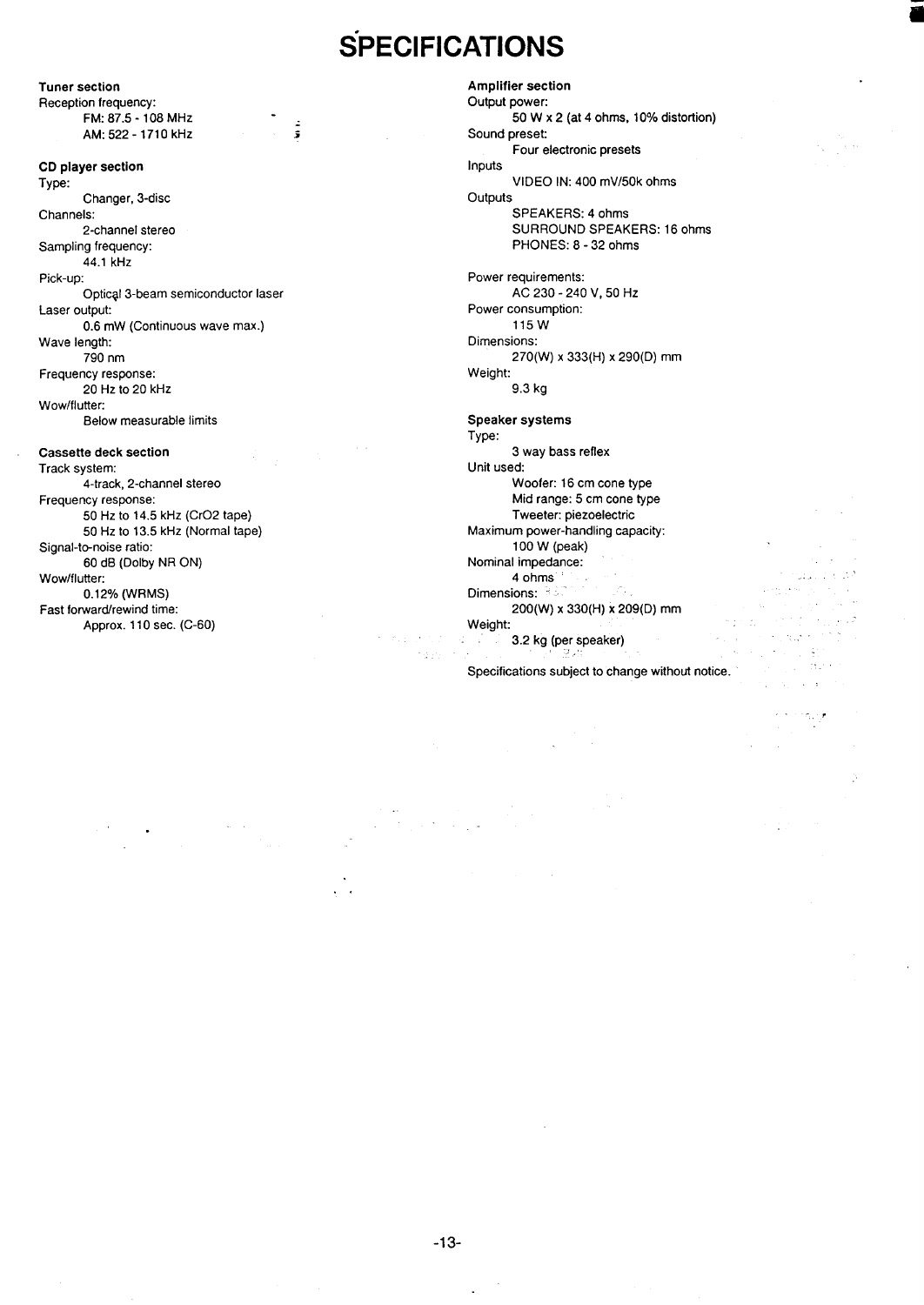# SPECIFICATIONS

**Tuner section**

Reception frequency:
- FM: 87.5 - 108 MHz
- AM: 522 - 1710 kHz

**CD player section**

Type:
- Changer, 3-disc

Channels:
- 2-channel stereo

Sampling frequency:
- 44.1 kHz

Pick-up:
- Optical 3-beam semiconductor laser

Laser output:
- 0.6 mW (Continuous wave max.)

Wave length:
- 790 nm

Frequency response:
- 20 Hz to 20 kHz

Wow/flutter:
- Below measurable limits

**Cassette deck section**

Track system:
- 4-track, 2-channel stereo

Frequency response:
- 50 Hz to 14.5 kHz (CrO2 tape)
- 50 Hz to 13.5 kHz (Normal tape)

Signal-to-noise ratio:
- 60 dB (Dolby NR ON)

Wow/flutter:
- 0.12% (WRMS)

Fast forward/rewind time:
- Approx. 110 sec. (C-60)

**Amplifier section**

Output power:
- 50 W x 2 (at 4 ohms, 10% distortion)

Sound preset:
- Four electronic presets

Inputs
- VIDEO IN: 400 mV/50k ohms

Outputs
- SPEAKERS: 4 ohms
- SURROUND SPEAKERS: 16 ohms
- PHONES: 8 - 32 ohms

Power requirements:
- AC 230 - 240 V, 50 Hz

Power consumption:
- 115 W

Dimensions:
- 270(W) x 333(H) x 290(D) mm

Weight:
- 9.3 kg

**Speaker systems**

Type:
- 3 way bass reflex

Unit used:
- Woofer: 16 cm cone type
- Mid range: 5 cm cone type
- Tweeter: piezoelectric

Maximum power-handling capacity:
- 100 W (peak)

Nominal impedance:
- 4 ohms

Dimensions:
- 200(W) x 330(H) x 209(D) mm

Weight:
- 3.2 kg (per speaker)

Specifications subject to change without notice.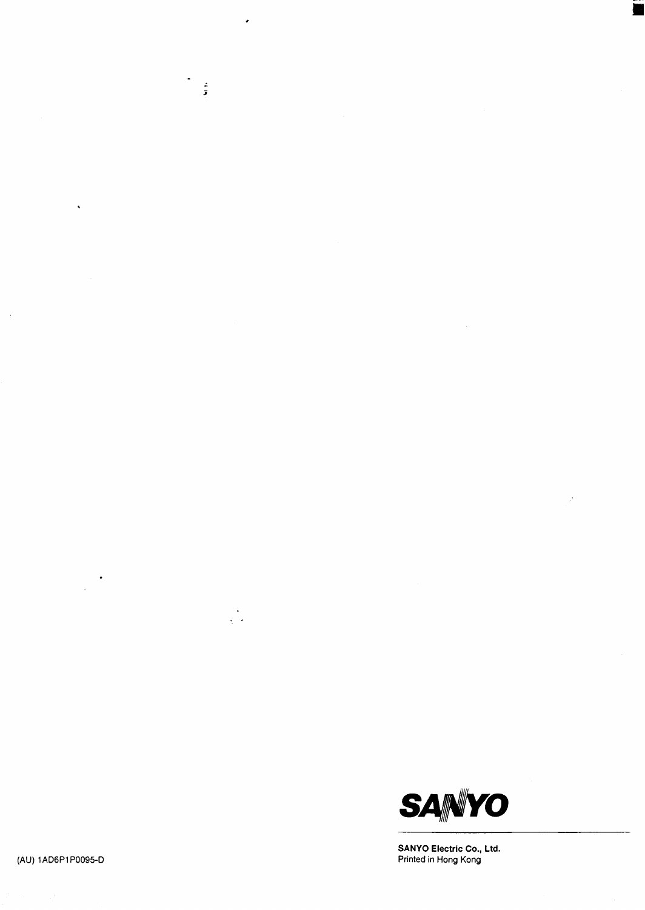SANYO

SANYO Electric Co., Ltd.
Printed in Hong Kong

(AU) 1AD6P1P0095-D